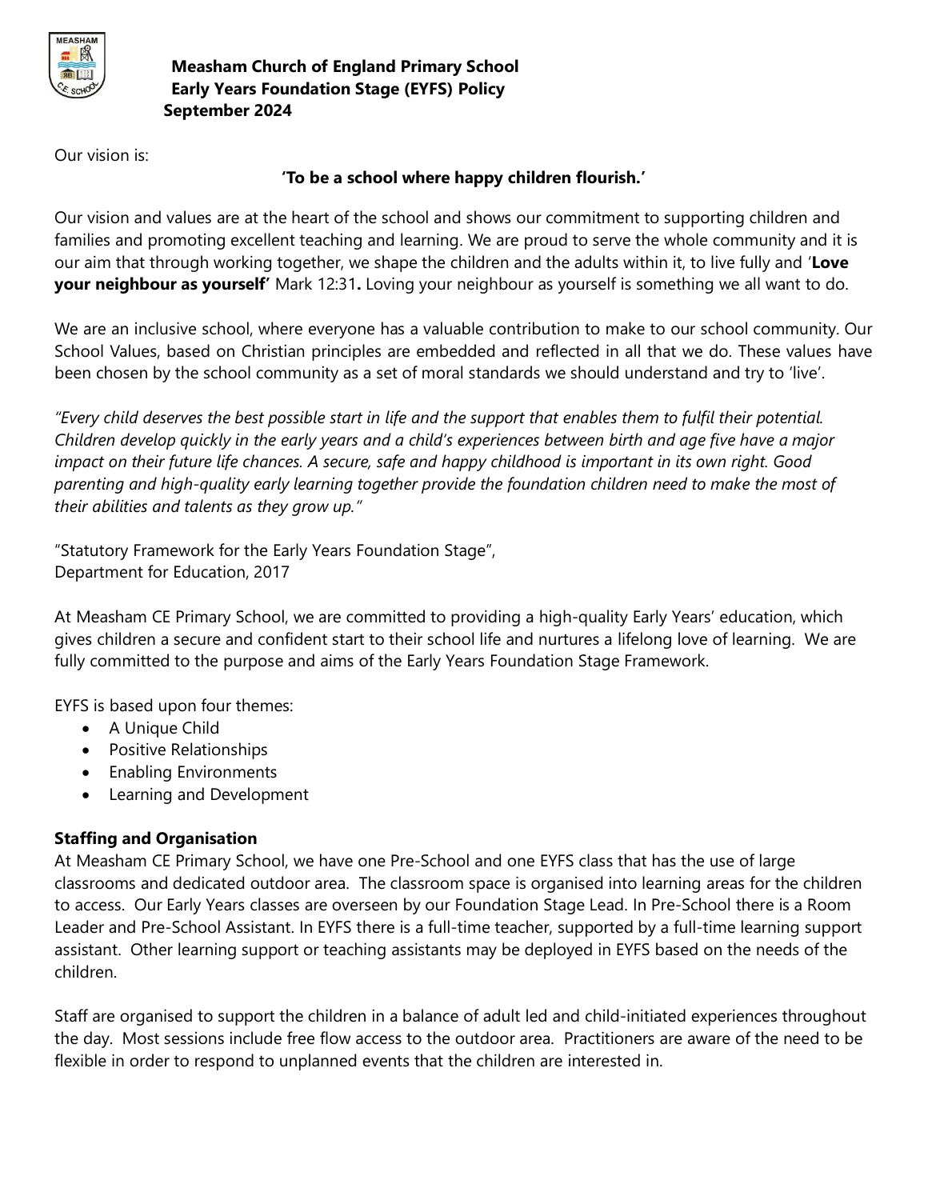**Measham Church of England Primary School**
**Early Years Foundation Stage (EYFS) Policy**
**September 2024**

Our vision is:

**'To be a school where happy children flourish.'**

Our vision and values are at the heart of the school and shows our commitment to supporting children and families and promoting excellent teaching and learning. We are proud to serve the whole community and it is our aim that through working together, we shape the children and the adults within it, to live fully and '**Love your neighbour as yourself'** Mark 12:31**.** Loving your neighbour as yourself is something we all want to do.

We are an inclusive school, where everyone has a valuable contribution to make to our school community. Our School Values, based on Christian principles are embedded and reflected in all that we do. These values have been chosen by the school community as a set of moral standards we should understand and try to 'live'.

*"Every child deserves the best possible start in life and the support that enables them to fulfil their potential. Children develop quickly in the early years and a child's experiences between birth and age five have a major impact on their future life chances. A secure, safe and happy childhood is important in its own right. Good parenting and high-quality early learning together provide the foundation children need to make the most of their abilities and talents as they grow up."*

"Statutory Framework for the Early Years Foundation Stage",
Department for Education, 2017

At Measham CE Primary School, we are committed to providing a high-quality Early Years' education, which gives children a secure and confident start to their school life and nurtures a lifelong love of learning. We are fully committed to the purpose and aims of the Early Years Foundation Stage Framework.

EYFS is based upon four themes:

- A Unique Child
- Positive Relationships
- Enabling Environments
- Learning and Development

### Staffing and Organisation

At Measham CE Primary School, we have one Pre-School and one EYFS class that has the use of large classrooms and dedicated outdoor area. The classroom space is organised into learning areas for the children to access. Our Early Years classes are overseen by our Foundation Stage Lead. In Pre-School there is a Room Leader and Pre-School Assistant. In EYFS there is a full-time teacher, supported by a full-time learning support assistant. Other learning support or teaching assistants may be deployed in EYFS based on the needs of the children.

Staff are organised to support the children in a balance of adult led and child-initiated experiences throughout the day. Most sessions include free flow access to the outdoor area. Practitioners are aware of the need to be flexible in order to respond to unplanned events that the children are interested in.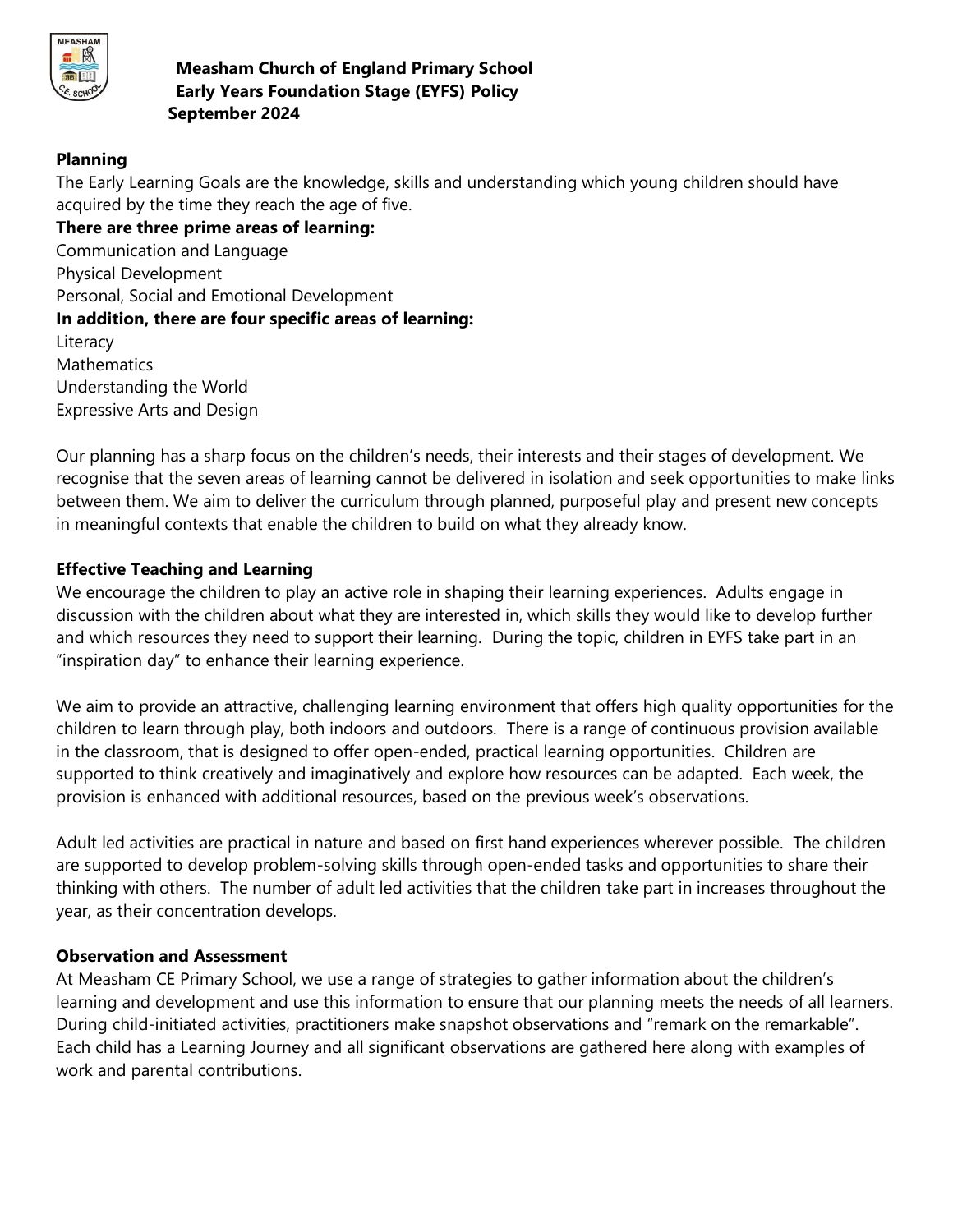## Planning

The Early Learning Goals are the knowledge, skills and understanding which young children should have acquired by the time they reach the age of five.

**There are three prime areas of learning:**

Communication and Language
Physical Development
Personal, Social and Emotional Development

**In addition, there are four specific areas of learning:**

Literacy
Mathematics
Understanding the World
Expressive Arts and Design

Our planning has a sharp focus on the children's needs, their interests and their stages of development. We recognise that the seven areas of learning cannot be delivered in isolation and seek opportunities to make links between them. We aim to deliver the curriculum through planned, purposeful play and present new concepts in meaningful contexts that enable the children to build on what they already know.

## Effective Teaching and Learning

We encourage the children to play an active role in shaping their learning experiences. Adults engage in discussion with the children about what they are interested in, which skills they would like to develop further and which resources they need to support their learning. During the topic, children in EYFS take part in an "inspiration day" to enhance their learning experience.

We aim to provide an attractive, challenging learning environment that offers high quality opportunities for the children to learn through play, both indoors and outdoors. There is a range of continuous provision available in the classroom, that is designed to offer open-ended, practical learning opportunities. Children are supported to think creatively and imaginatively and explore how resources can be adapted. Each week, the provision is enhanced with additional resources, based on the previous week's observations.

Adult led activities are practical in nature and based on first hand experiences wherever possible. The children are supported to develop problem-solving skills through open-ended tasks and opportunities to share their thinking with others. The number of adult led activities that the children take part in increases throughout the year, as their concentration develops.

## Observation and Assessment

At Measham CE Primary School, we use a range of strategies to gather information about the children's learning and development and use this information to ensure that our planning meets the needs of all learners. During child-initiated activities, practitioners make snapshot observations and "remark on the remarkable". Each child has a Learning Journey and all significant observations are gathered here along with examples of work and parental contributions.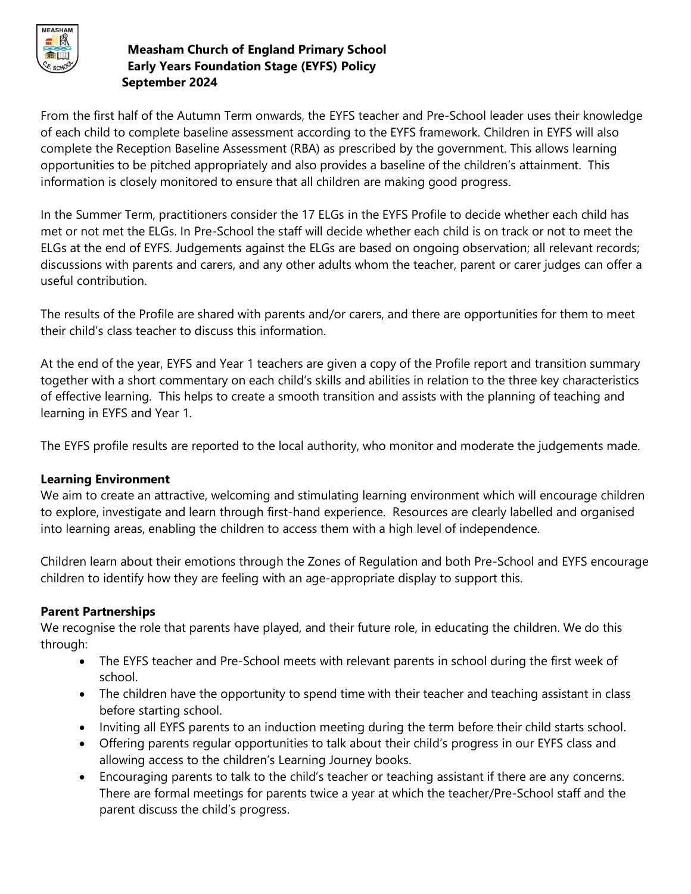From the first half of the Autumn Term onwards, the EYFS teacher and Pre-School leader uses their knowledge of each child to complete baseline assessment according to the EYFS framework. Children in EYFS will also complete the Reception Baseline Assessment (RBA) as prescribed by the government. This allows learning opportunities to be pitched appropriately and also provides a baseline of the children's attainment. This information is closely monitored to ensure that all children are making good progress.

In the Summer Term, practitioners consider the 17 ELGs in the EYFS Profile to decide whether each child has met or not met the ELGs. In Pre-School the staff will decide whether each child is on track or not to meet the ELGs at the end of EYFS. Judgements against the ELGs are based on ongoing observation; all relevant records; discussions with parents and carers, and any other adults whom the teacher, parent or carer judges can offer a useful contribution.

The results of the Profile are shared with parents and/or carers, and there are opportunities for them to meet their child's class teacher to discuss this information.

At the end of the year, EYFS and Year 1 teachers are given a copy of the Profile report and transition summary together with a short commentary on each child's skills and abilities in relation to the three key characteristics of effective learning. This helps to create a smooth transition and assists with the planning of teaching and learning in EYFS and Year 1.

The EYFS profile results are reported to the local authority, who monitor and moderate the judgements made.

**Learning Environment**

We aim to create an attractive, welcoming and stimulating learning environment which will encourage children to explore, investigate and learn through first-hand experience. Resources are clearly labelled and organised into learning areas, enabling the children to access them with a high level of independence.

Children learn about their emotions through the Zones of Regulation and both Pre-School and EYFS encourage children to identify how they are feeling with an age-appropriate display to support this.

**Parent Partnerships**

We recognise the role that parents have played, and their future role, in educating the children. We do this through:

- The EYFS teacher and Pre-School meets with relevant parents in school during the first week of school.
- The children have the opportunity to spend time with their teacher and teaching assistant in class before starting school.
- Inviting all EYFS parents to an induction meeting during the term before their child starts school.
- Offering parents regular opportunities to talk about their child's progress in our EYFS class and allowing access to the children's Learning Journey books.
- Encouraging parents to talk to the child's teacher or teaching assistant if there are any concerns. There are formal meetings for parents twice a year at which the teacher/Pre-School staff and the parent discuss the child's progress.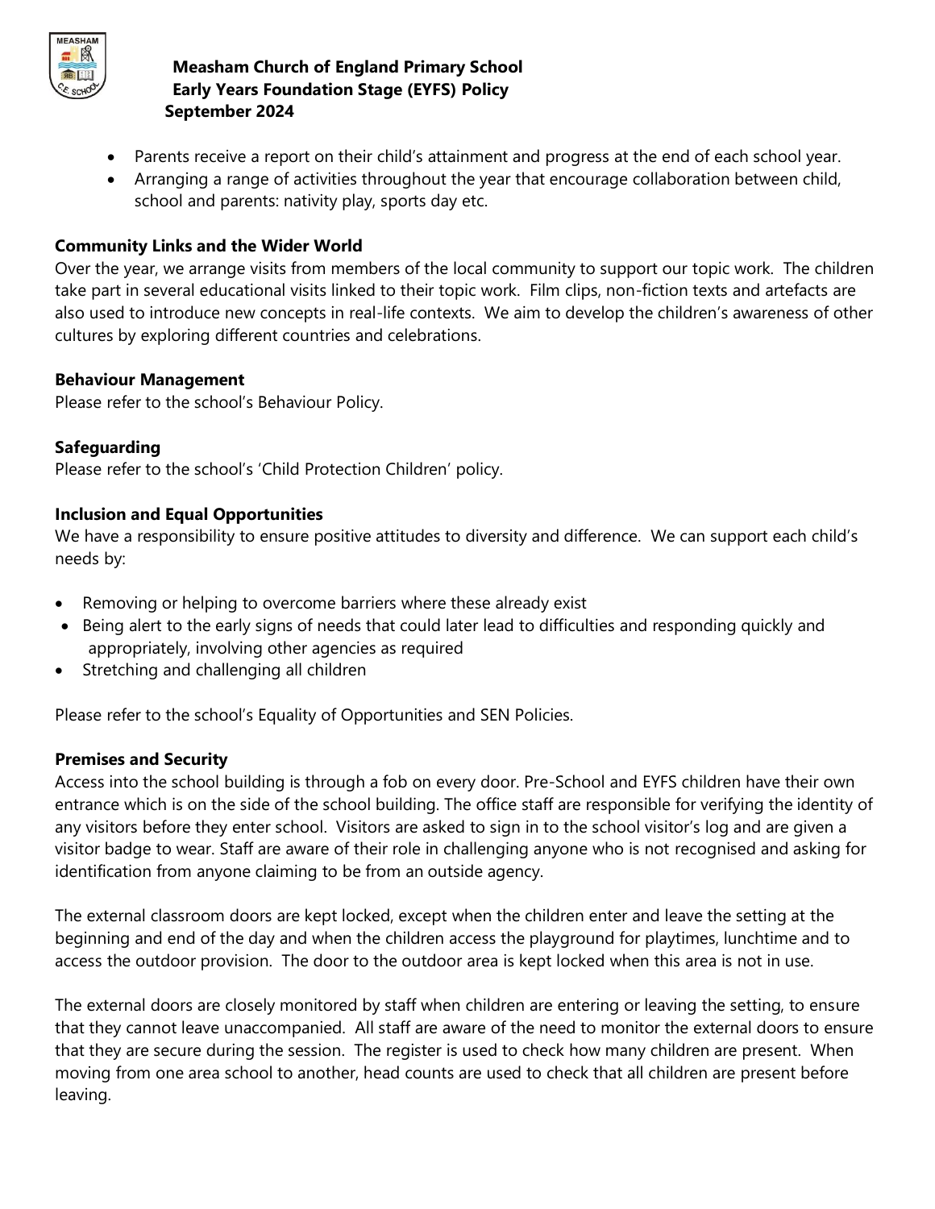- Parents receive a report on their child's attainment and progress at the end of each school year.
- Arranging a range of activities throughout the year that encourage collaboration between child, school and parents: nativity play, sports day etc.

**Community Links and the Wider World**

Over the year, we arrange visits from members of the local community to support our topic work. The children take part in several educational visits linked to their topic work. Film clips, non-fiction texts and artefacts are also used to introduce new concepts in real-life contexts. We aim to develop the children's awareness of other cultures by exploring different countries and celebrations.

**Behaviour Management**

Please refer to the school's Behaviour Policy.

**Safeguarding**

Please refer to the school's 'Child Protection Children' policy.

**Inclusion and Equal Opportunities**

We have a responsibility to ensure positive attitudes to diversity and difference. We can support each child's needs by:

- Removing or helping to overcome barriers where these already exist
- Being alert to the early signs of needs that could later lead to difficulties and responding quickly and appropriately, involving other agencies as required
- Stretching and challenging all children

Please refer to the school's Equality of Opportunities and SEN Policies.

**Premises and Security**

Access into the school building is through a fob on every door. Pre-School and EYFS children have their own entrance which is on the side of the school building. The office staff are responsible for verifying the identity of any visitors before they enter school. Visitors are asked to sign in to the school visitor's log and are given a visitor badge to wear. Staff are aware of their role in challenging anyone who is not recognised and asking for identification from anyone claiming to be from an outside agency.

The external classroom doors are kept locked, except when the children enter and leave the setting at the beginning and end of the day and when the children access the playground for playtimes, lunchtime and to access the outdoor provision. The door to the outdoor area is kept locked when this area is not in use.

The external doors are closely monitored by staff when children are entering or leaving the setting, to ensure that they cannot leave unaccompanied. All staff are aware of the need to monitor the external doors to ensure that they are secure during the session. The register is used to check how many children are present. When moving from one area school to another, head counts are used to check that all children are present before leaving.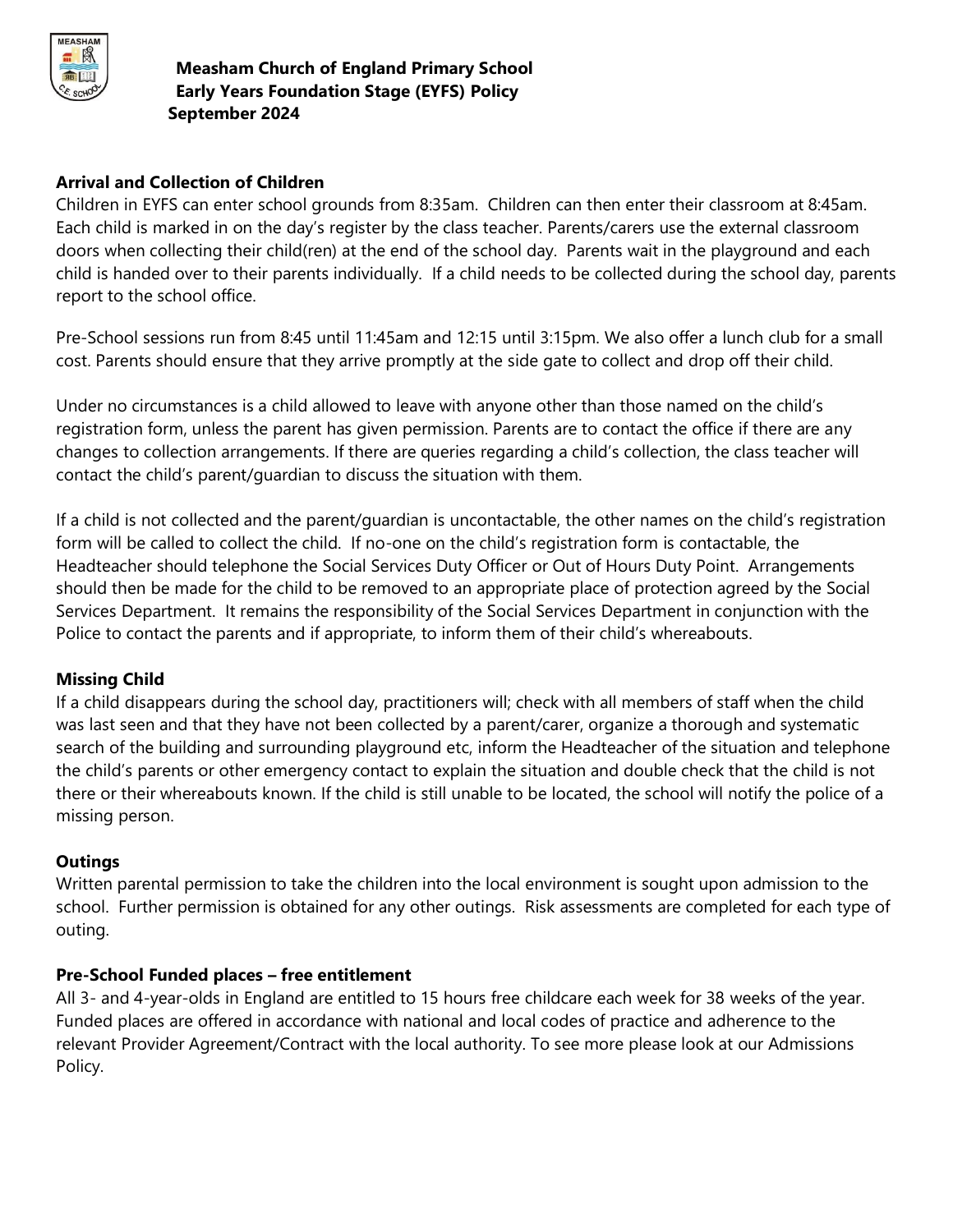**Measham Church of England Primary School**
**Early Years Foundation Stage (EYFS) Policy**
**September 2024**

### Arrival and Collection of Children

Children in EYFS can enter school grounds from 8:35am. Children can then enter their classroom at 8:45am. Each child is marked in on the day's register by the class teacher. Parents/carers use the external classroom doors when collecting their child(ren) at the end of the school day. Parents wait in the playground and each child is handed over to their parents individually. If a child needs to be collected during the school day, parents report to the school office.

Pre-School sessions run from 8:45 until 11:45am and 12:15 until 3:15pm. We also offer a lunch club for a small cost. Parents should ensure that they arrive promptly at the side gate to collect and drop off their child.

Under no circumstances is a child allowed to leave with anyone other than those named on the child's registration form, unless the parent has given permission. Parents are to contact the office if there are any changes to collection arrangements. If there are queries regarding a child's collection, the class teacher will contact the child's parent/guardian to discuss the situation with them.

If a child is not collected and the parent/guardian is uncontactable, the other names on the child's registration form will be called to collect the child. If no-one on the child's registration form is contactable, the Headteacher should telephone the Social Services Duty Officer or Out of Hours Duty Point. Arrangements should then be made for the child to be removed to an appropriate place of protection agreed by the Social Services Department. It remains the responsibility of the Social Services Department in conjunction with the Police to contact the parents and if appropriate, to inform them of their child's whereabouts.

### Missing Child

If a child disappears during the school day, practitioners will; check with all members of staff when the child was last seen and that they have not been collected by a parent/carer, organize a thorough and systematic search of the building and surrounding playground etc, inform the Headteacher of the situation and telephone the child's parents or other emergency contact to explain the situation and double check that the child is not there or their whereabouts known. If the child is still unable to be located, the school will notify the police of a missing person.

### Outings

Written parental permission to take the children into the local environment is sought upon admission to the school. Further permission is obtained for any other outings. Risk assessments are completed for each type of outing.

### Pre-School Funded places – free entitlement

All 3- and 4-year-olds in England are entitled to 15 hours free childcare each week for 38 weeks of the year. Funded places are offered in accordance with national and local codes of practice and adherence to the relevant Provider Agreement/Contract with the local authority. To see more please look at our Admissions Policy.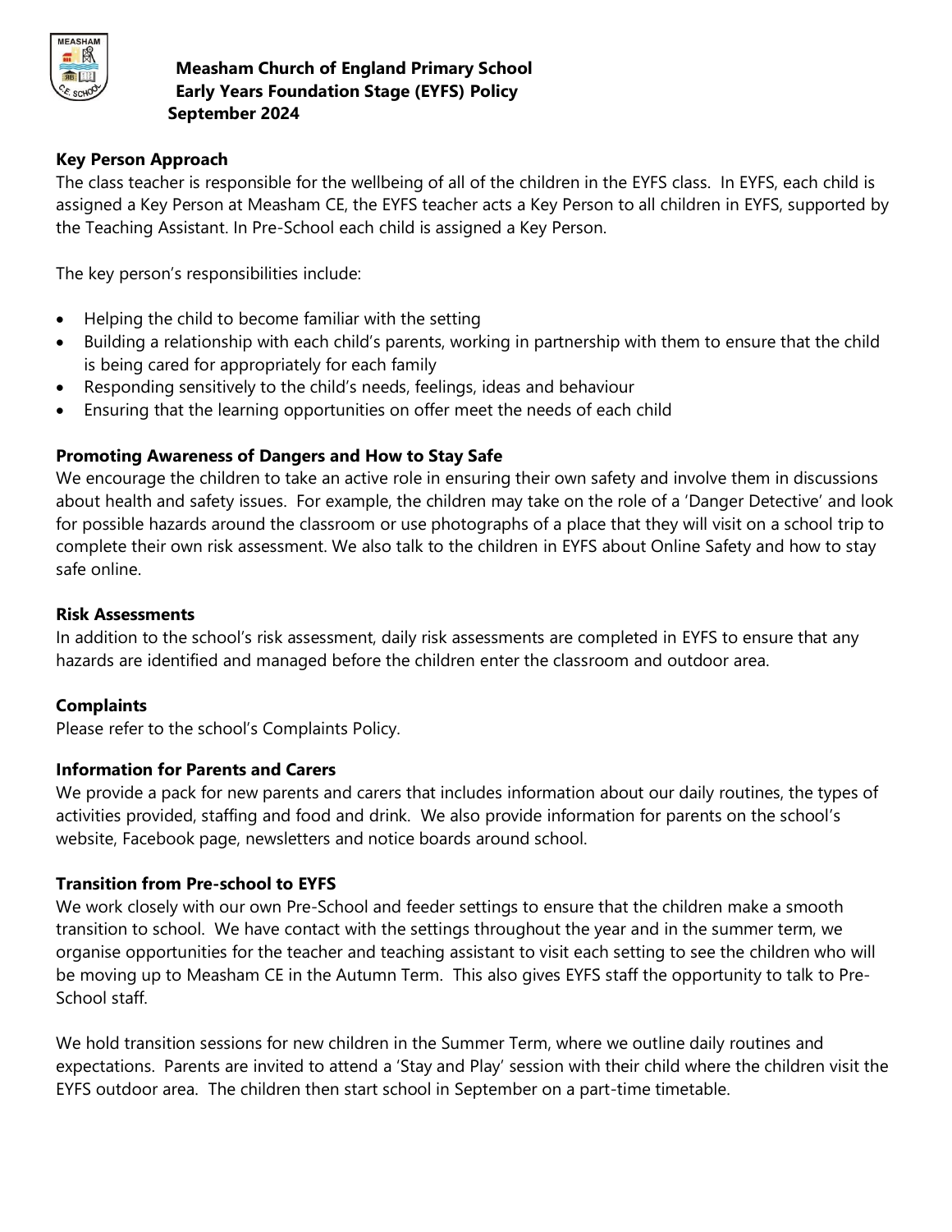**Measham Church of England Primary School**
**Early Years Foundation Stage (EYFS) Policy**
**September 2024**

### Key Person Approach

The class teacher is responsible for the wellbeing of all of the children in the EYFS class. In EYFS, each child is assigned a Key Person at Measham CE, the EYFS teacher acts a Key Person to all children in EYFS, supported by the Teaching Assistant. In Pre-School each child is assigned a Key Person.

The key person's responsibilities include:

- Helping the child to become familiar with the setting
- Building a relationship with each child's parents, working in partnership with them to ensure that the child is being cared for appropriately for each family
- Responding sensitively to the child's needs, feelings, ideas and behaviour
- Ensuring that the learning opportunities on offer meet the needs of each child

### Promoting Awareness of Dangers and How to Stay Safe

We encourage the children to take an active role in ensuring their own safety and involve them in discussions about health and safety issues. For example, the children may take on the role of a 'Danger Detective' and look for possible hazards around the classroom or use photographs of a place that they will visit on a school trip to complete their own risk assessment. We also talk to the children in EYFS about Online Safety and how to stay safe online.

### Risk Assessments

In addition to the school's risk assessment, daily risk assessments are completed in EYFS to ensure that any hazards are identified and managed before the children enter the classroom and outdoor area.

### Complaints

Please refer to the school's Complaints Policy.

### Information for Parents and Carers

We provide a pack for new parents and carers that includes information about our daily routines, the types of activities provided, staffing and food and drink. We also provide information for parents on the school's website, Facebook page, newsletters and notice boards around school.

### Transition from Pre-school to EYFS

We work closely with our own Pre-School and feeder settings to ensure that the children make a smooth transition to school. We have contact with the settings throughout the year and in the summer term, we organise opportunities for the teacher and teaching assistant to visit each setting to see the children who will be moving up to Measham CE in the Autumn Term. This also gives EYFS staff the opportunity to talk to Pre-School staff.

We hold transition sessions for new children in the Summer Term, where we outline daily routines and expectations. Parents are invited to attend a 'Stay and Play' session with their child where the children visit the EYFS outdoor area. The children then start school in September on a part-time timetable.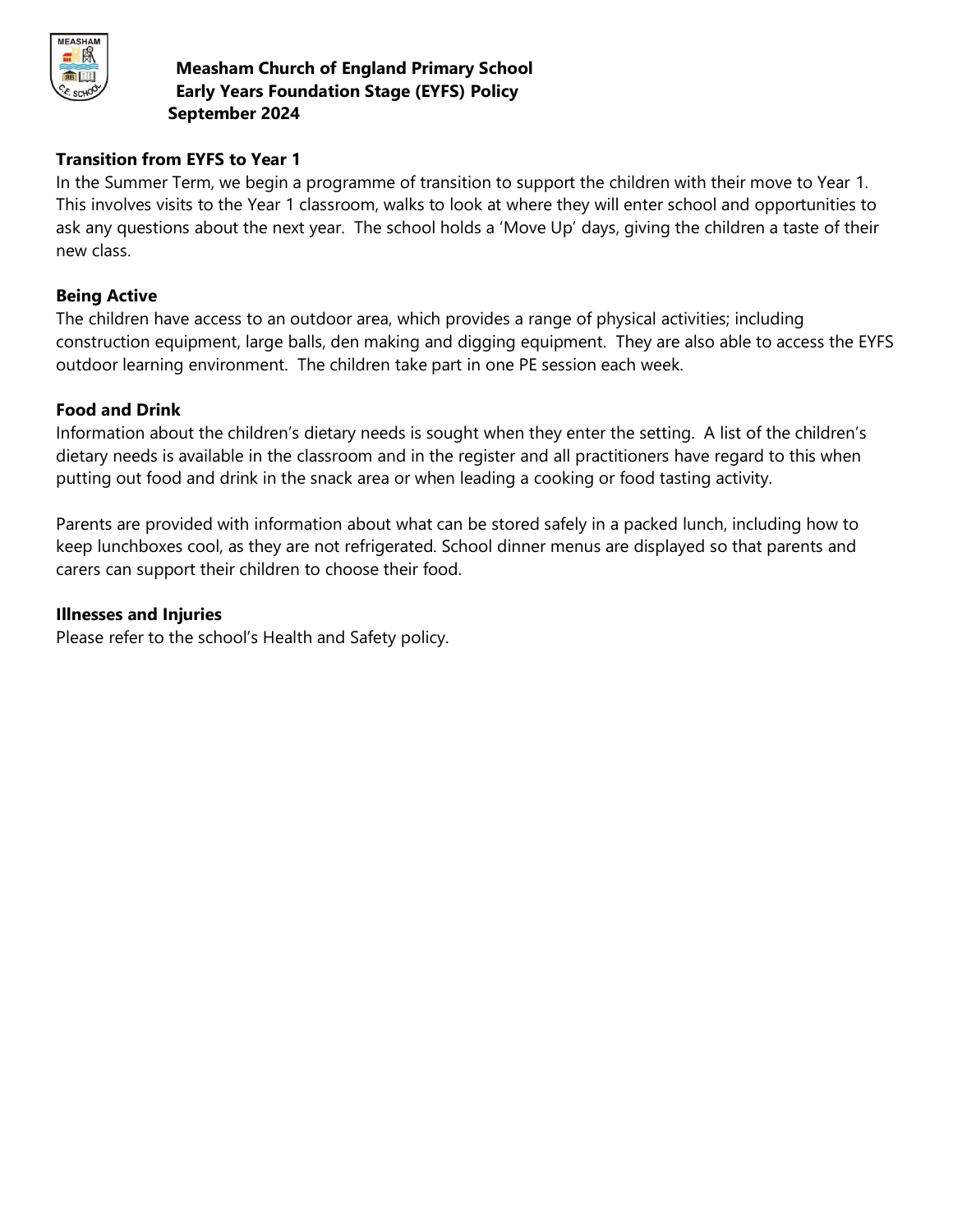## Transition from EYFS to Year 1

In the Summer Term, we begin a programme of transition to support the children with their move to Year 1. This involves visits to the Year 1 classroom, walks to look at where they will enter school and opportunities to ask any questions about the next year. The school holds a 'Move Up' days, giving the children a taste of their new class.

## Being Active

The children have access to an outdoor area, which provides a range of physical activities; including construction equipment, large balls, den making and digging equipment. They are also able to access the EYFS outdoor learning environment. The children take part in one PE session each week.

## Food and Drink

Information about the children's dietary needs is sought when they enter the setting. A list of the children's dietary needs is available in the classroom and in the register and all practitioners have regard to this when putting out food and drink in the snack area or when leading a cooking or food tasting activity.

Parents are provided with information about what can be stored safely in a packed lunch, including how to keep lunchboxes cool, as they are not refrigerated. School dinner menus are displayed so that parents and carers can support their children to choose their food.

## Illnesses and Injuries

Please refer to the school's Health and Safety policy.